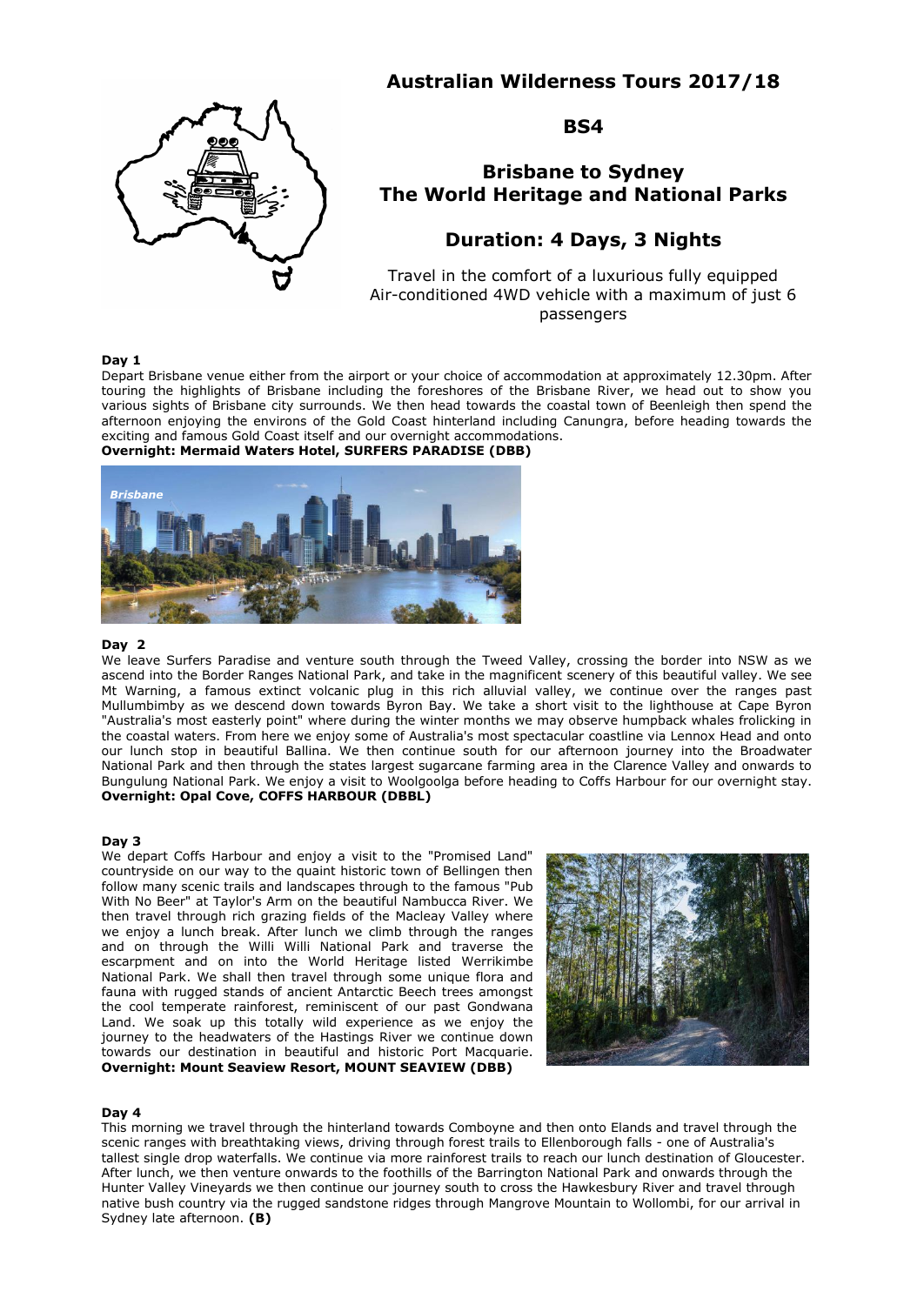# Australian Wilderness Tours 2017/18

## BS4

## Brisbane to Sydney
## The World Heritage and National Parks

## Duration: 4 Days, 3 Nights

Travel in the comfort of a luxurious fully equipped Air-conditioned 4WD vehicle with a maximum of just 6 passengers

### Day 1

Depart Brisbane venue either from the airport or your choice of accommodation at approximately 12.30pm. After touring the highlights of Brisbane including the foreshores of the Brisbane River, we head out to show you various sights of Brisbane city surrounds. We then head towards the coastal town of Beenleigh then spend the afternoon enjoying the environs of the Gold Coast hinterland including Canungra, before heading towards the exciting and famous Gold Coast itself and our overnight accommodations.

**Overnight: Mermaid Waters Hotel, SURFERS PARADISE (DBB)**

### Day 2

We leave Surfers Paradise and venture south through the Tweed Valley, crossing the border into NSW as we ascend into the Border Ranges National Park, and take in the magnificent scenery of this beautiful valley. We see Mt Warning, a famous extinct volcanic plug in this rich alluvial valley, we continue over the ranges past Mullumbimby as we descend down towards Byron Bay. We take a short visit to the lighthouse at Cape Byron "Australia's most easterly point" where during the winter months we may observe humpback whales frolicking in the coastal waters. From here we enjoy some of Australia's most spectacular coastline via Lennox Head and onto our lunch stop in beautiful Ballina. We then continue south for our afternoon journey into the Broadwater National Park and then through the states largest sugarcane farming area in the Clarence Valley and onwards to Bungulung National Park. We enjoy a visit to Woolgoolga before heading to Coffs Harbour for our overnight stay.

**Overnight: Opal Cove, COFFS HARBOUR (DBBL)**

### Day 3

We depart Coffs Harbour and enjoy a visit to the "Promised Land" countryside on our way to the quaint historic town of Bellingen then follow many scenic trails and landscapes through to the famous "Pub With No Beer" at Taylor's Arm on the beautiful Nambucca River. We then travel through rich grazing fields of the Macleay Valley where we enjoy a lunch break. After lunch we climb through the ranges and on through the Willi Willi National Park and traverse the escarpment and on into the World Heritage listed Werrikimbe National Park. We shall then travel through some unique flora and fauna with rugged stands of ancient Antarctic Beech trees amongst the cool temperate rainforest, reminiscent of our past Gondwana Land. We soak up this totally wild experience as we enjoy the journey to the headwaters of the Hastings River we continue down towards our destination in beautiful and historic Port Macquarie.

**Overnight: Mount Seaview Resort, MOUNT SEAVIEW (DBB)**

### Day 4

This morning we travel through the hinterland towards Comboyne and then onto Elands and travel through the scenic ranges with breathtaking views, driving through forest trails to Ellenborough falls - one of Australia's tallest single drop waterfalls. We continue via more rainforest trails to reach our lunch destination of Gloucester. After lunch, we then venture onwards to the foothills of the Barrington National Park and onwards through the Hunter Valley Vineyards we then continue our journey south to cross the Hawkesbury River and travel through native bush country via the rugged sandstone ridges through Mangrove Mountain to Wollombi, for our arrival in Sydney late afternoon. **(B)**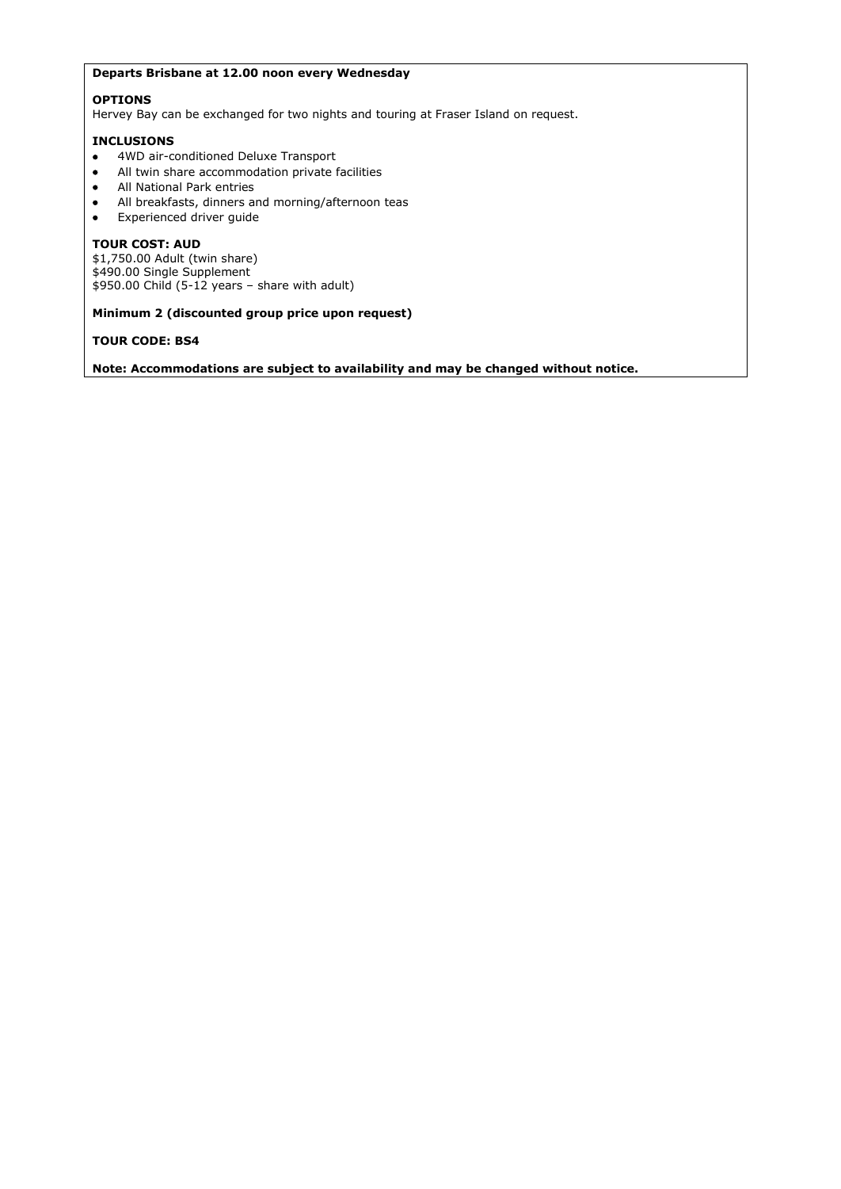**Departs Brisbane at 12.00 noon every Wednesday**

**OPTIONS**

Hervey Bay can be exchanged for two nights and touring at Fraser Island on request.

**INCLUSIONS**

- 4WD air-conditioned Deluxe Transport
- All twin share accommodation private facilities
- All National Park entries
- All breakfasts, dinners and morning/afternoon teas
- Experienced driver guide

**TOUR COST: AUD**

$1,750.00 Adult (twin share)
$490.00 Single Supplement
$950.00 Child (5-12 years – share with adult)

**Minimum 2 (discounted group price upon request)**

**TOUR CODE: BS4**

**Note: Accommodations are subject to availability and may be changed without notice.**